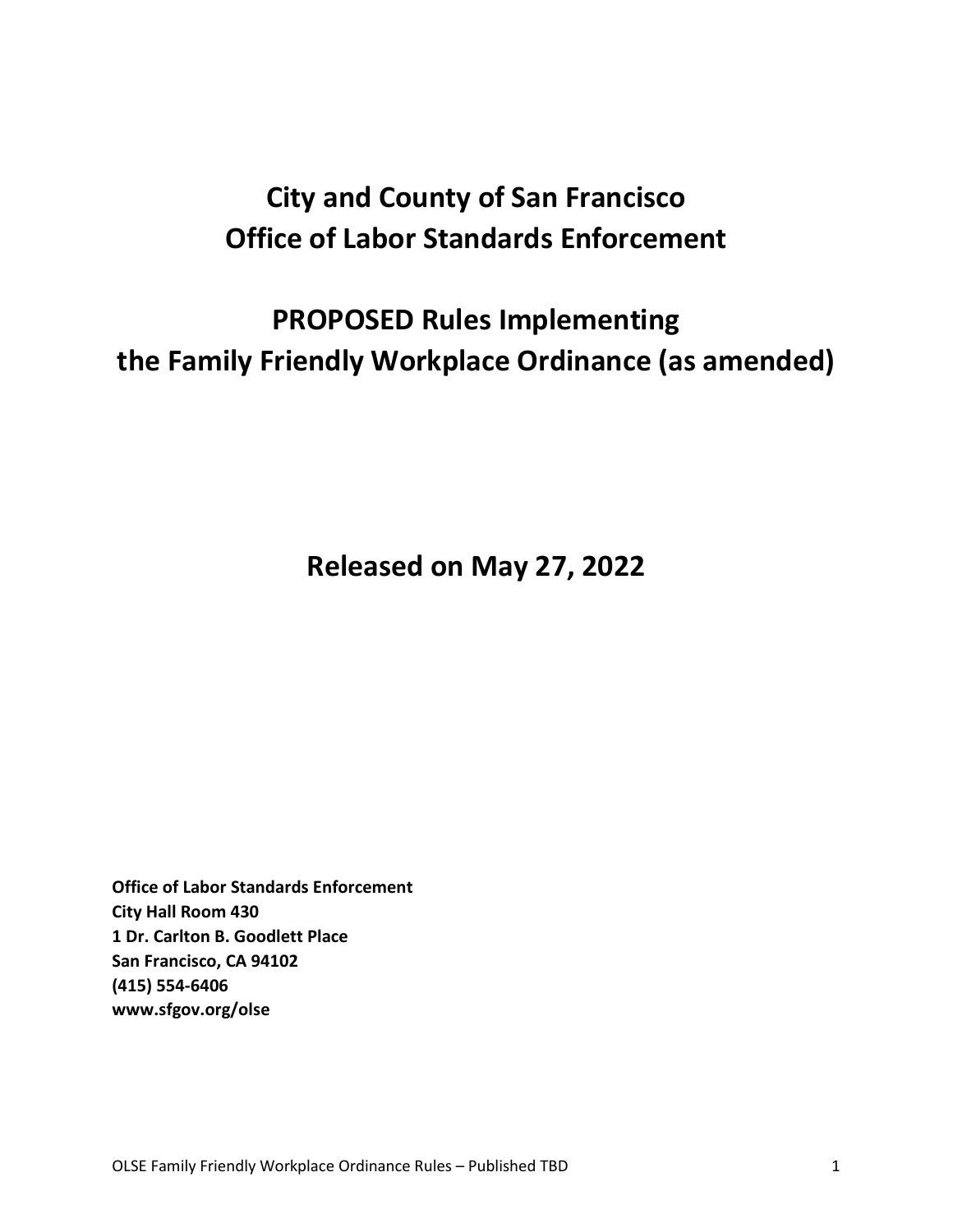# City and County of San Francisco
# Office of Labor Standards Enforcement

# PROPOSED Rules Implementing the Family Friendly Workplace Ordinance (as amended)

## Released on May 27, 2022

**Office of Labor Standards Enforcement**
**City Hall Room 430**
**1 Dr. Carlton B. Goodlett Place**
**San Francisco, CA 94102**
**(415) 554-6406**
**www.sfgov.org/olse**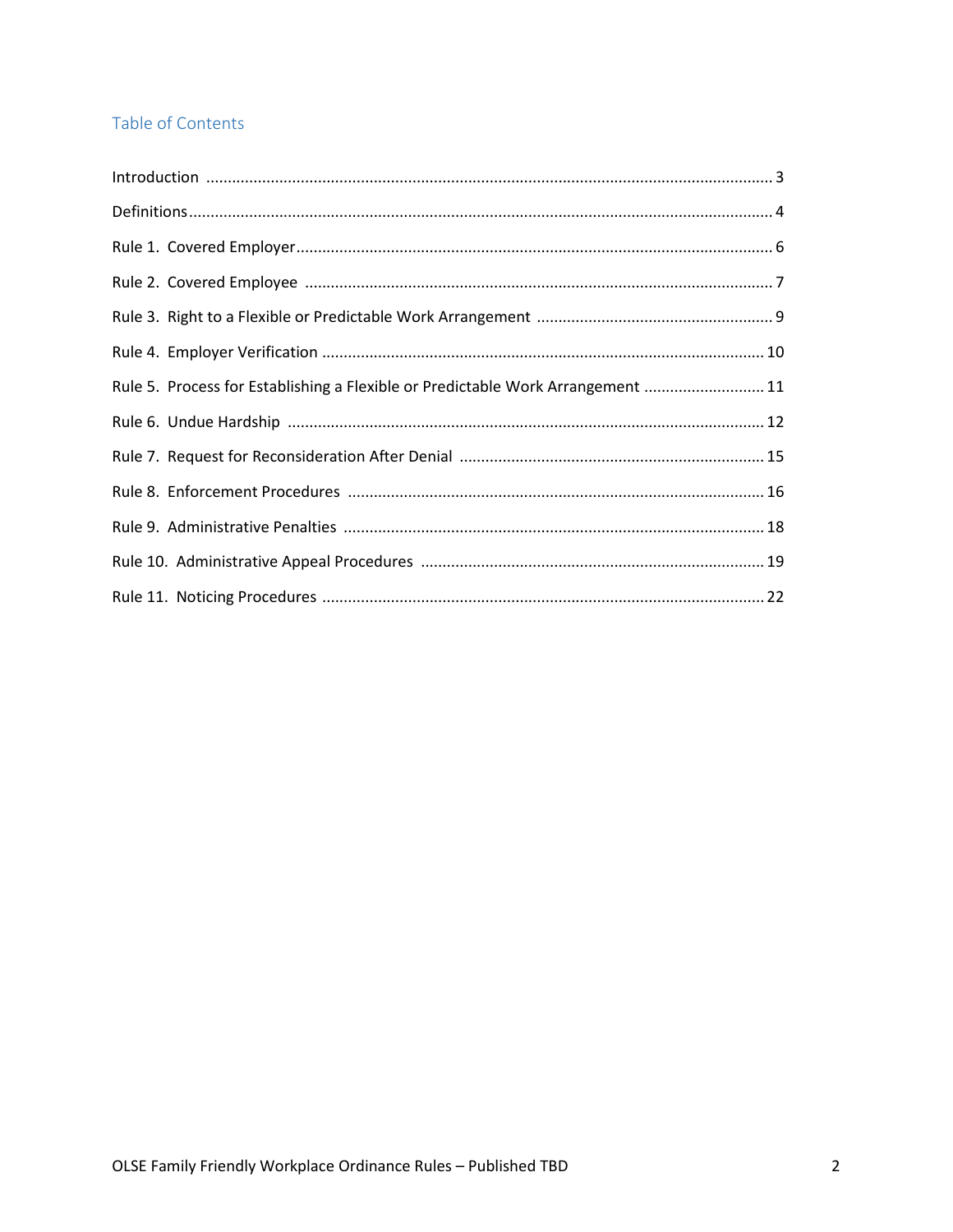## Table of Contents

Introduction .................................................................................................................................. 3

Definitions...................................................................................................................................... 4

Rule 1. Covered Employer............................................................................................................. 6

Rule 2. Covered Employee ............................................................................................................ 7

Rule 3. Right to a Flexible or Predictable Work Arrangement ...................................................... 9

Rule 4. Employer Verification ...................................................................................................... 10

Rule 5. Process for Establishing a Flexible or Predictable Work Arrangement ............................ 11

Rule 6. Undue Hardship .............................................................................................................. 12

Rule 7. Request for Reconsideration After Denial ...................................................................... 15

Rule 8. Enforcement Procedures ................................................................................................ 16

Rule 9. Administrative Penalties ................................................................................................. 18

Rule 10. Administrative Appeal Procedures ............................................................................... 19

Rule 11. Noticing Procedures ..................................................................................................... 22

OLSE Family Friendly Workplace Ordinance Rules – Published TBD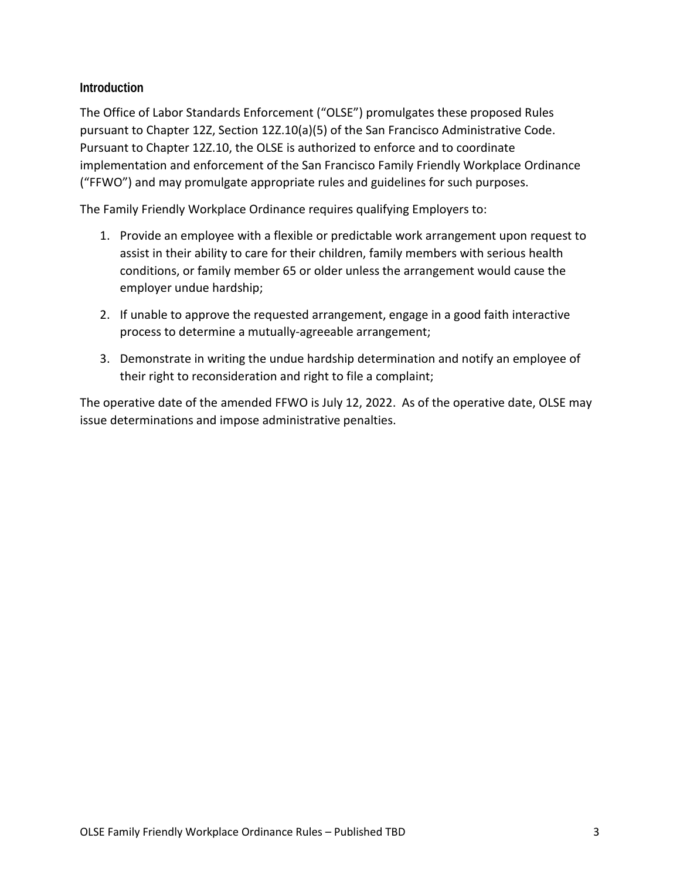## Introduction

The Office of Labor Standards Enforcement ("OLSE") promulgates these proposed Rules pursuant to Chapter 12Z, Section 12Z.10(a)(5) of the San Francisco Administrative Code. Pursuant to Chapter 12Z.10, the OLSE is authorized to enforce and to coordinate implementation and enforcement of the San Francisco Family Friendly Workplace Ordinance ("FFWO") and may promulgate appropriate rules and guidelines for such purposes.

The Family Friendly Workplace Ordinance requires qualifying Employers to:

1. Provide an employee with a flexible or predictable work arrangement upon request to assist in their ability to care for their children, family members with serious health conditions, or family member 65 or older unless the arrangement would cause the employer undue hardship;

2. If unable to approve the requested arrangement, engage in a good faith interactive process to determine a mutually-agreeable arrangement;

3. Demonstrate in writing the undue hardship determination and notify an employee of their right to reconsideration and right to file a complaint;

The operative date of the amended FFWO is July 12, 2022. As of the operative date, OLSE may issue determinations and impose administrative penalties.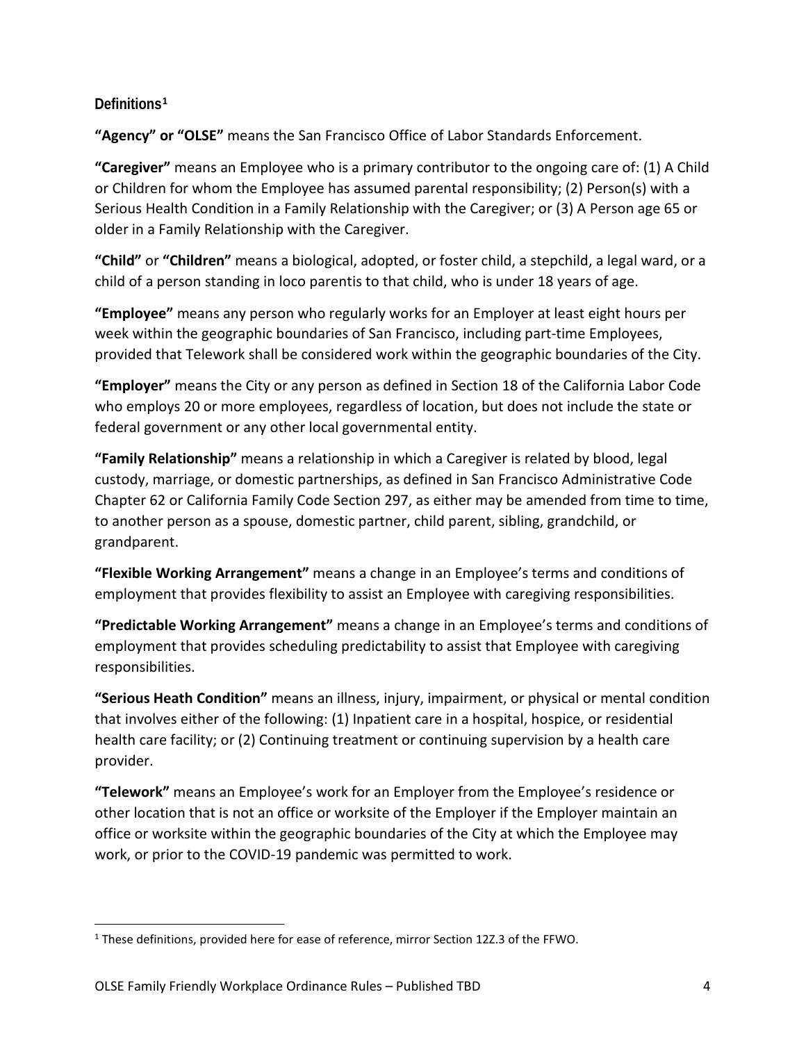## Definitions[1]

**"Agency" or "OLSE"** means the San Francisco Office of Labor Standards Enforcement.

**"Caregiver"** means an Employee who is a primary contributor to the ongoing care of: (1) A Child or Children for whom the Employee has assumed parental responsibility; (2) Person(s) with a Serious Health Condition in a Family Relationship with the Caregiver; or (3) A Person age 65 or older in a Family Relationship with the Caregiver.

**"Child"** or **"Children"** means a biological, adopted, or foster child, a stepchild, a legal ward, or a child of a person standing in loco parentis to that child, who is under 18 years of age.

**"Employee"** means any person who regularly works for an Employer at least eight hours per week within the geographic boundaries of San Francisco, including part-time Employees, provided that Telework shall be considered work within the geographic boundaries of the City.

**"Employer"** means the City or any person as defined in Section 18 of the California Labor Code who employs 20 or more employees, regardless of location, but does not include the state or federal government or any other local governmental entity.

**"Family Relationship"** means a relationship in which a Caregiver is related by blood, legal custody, marriage, or domestic partnerships, as defined in San Francisco Administrative Code Chapter 62 or California Family Code Section 297, as either may be amended from time to time, to another person as a spouse, domestic partner, child parent, sibling, grandchild, or grandparent.

**"Flexible Working Arrangement"** means a change in an Employee's terms and conditions of employment that provides flexibility to assist an Employee with caregiving responsibilities.

**"Predictable Working Arrangement"** means a change in an Employee's terms and conditions of employment that provides scheduling predictability to assist that Employee with caregiving responsibilities.

**"Serious Heath Condition"** means an illness, injury, impairment, or physical or mental condition that involves either of the following: (1) Inpatient care in a hospital, hospice, or residential health care facility; or (2) Continuing treatment or continuing supervision by a health care provider.

**"Telework"** means an Employee's work for an Employer from the Employee's residence or other location that is not an office or worksite of the Employer if the Employer maintain an office or worksite within the geographic boundaries of the City at which the Employee may work, or prior to the COVID-19 pandemic was permitted to work.

---

[1] These definitions, provided here for ease of reference, mirror Section 12Z.3 of the FFWO.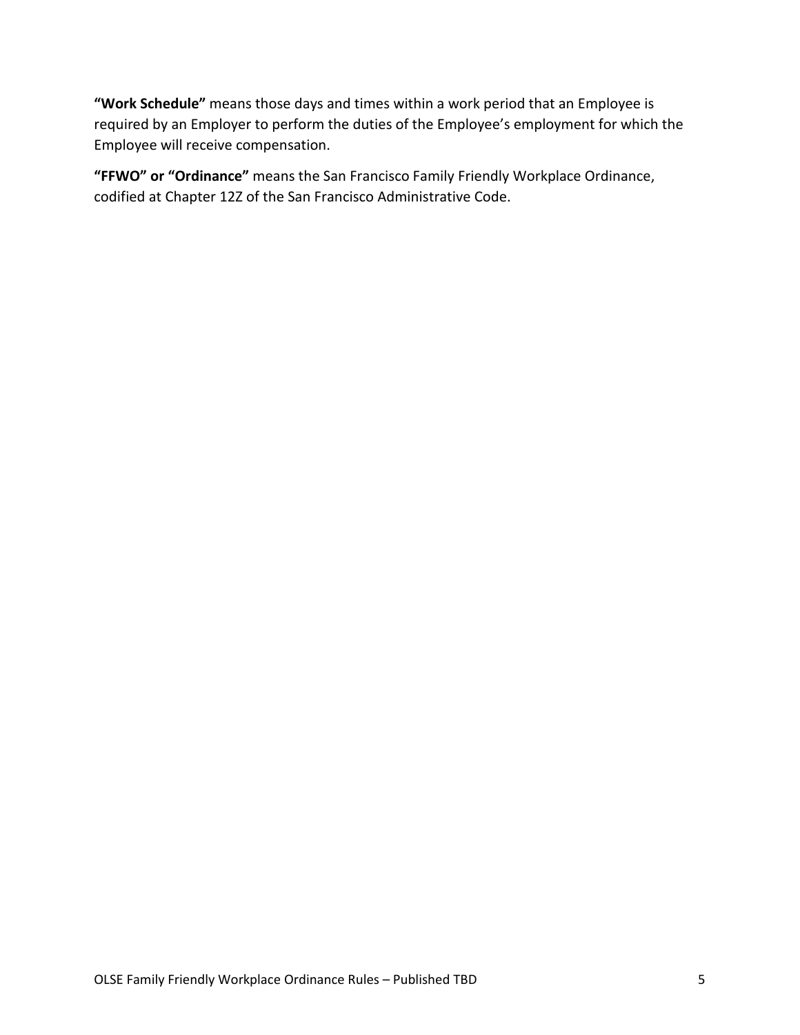**"Work Schedule"** means those days and times within a work period that an Employee is required by an Employer to perform the duties of the Employee's employment for which the Employee will receive compensation.

**"FFWO" or "Ordinance"** means the San Francisco Family Friendly Workplace Ordinance, codified at Chapter 12Z of the San Francisco Administrative Code.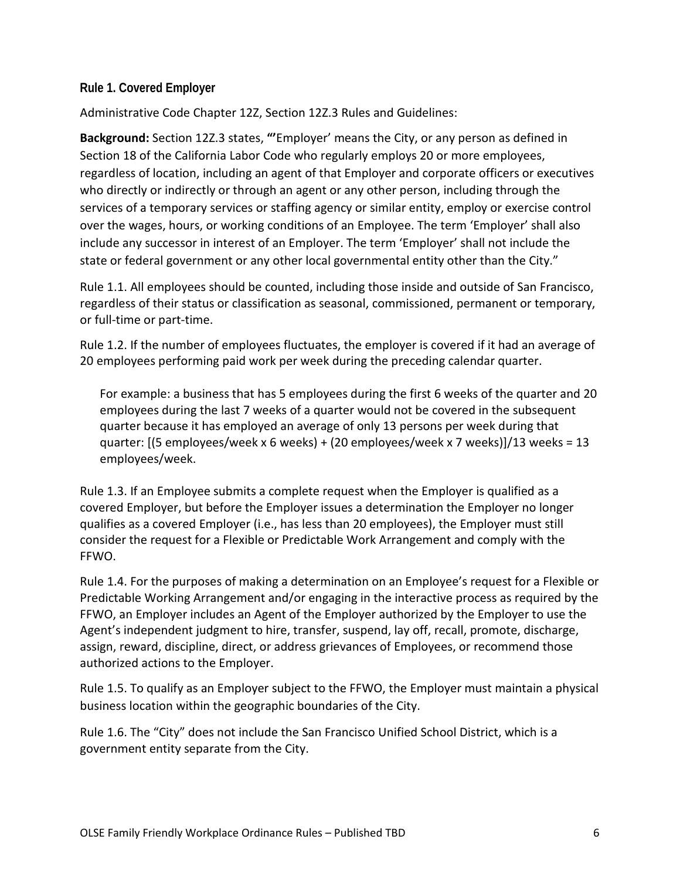### Rule 1. Covered Employer

Administrative Code Chapter 12Z, Section 12Z.3 Rules and Guidelines:

**Background:** Section 12Z.3 states, **"**'Employer' means the City, or any person as defined in Section 18 of the California Labor Code who regularly employs 20 or more employees, regardless of location, including an agent of that Employer and corporate officers or executives who directly or indirectly or through an agent or any other person, including through the services of a temporary services or staffing agency or similar entity, employ or exercise control over the wages, hours, or working conditions of an Employee. The term 'Employer' shall also include any successor in interest of an Employer. The term 'Employer' shall not include the state or federal government or any other local governmental entity other than the City."

Rule 1.1. All employees should be counted, including those inside and outside of San Francisco, regardless of their status or classification as seasonal, commissioned, permanent or temporary, or full-time or part-time.

Rule 1.2. If the number of employees fluctuates, the employer is covered if it had an average of 20 employees performing paid work per week during the preceding calendar quarter.

> For example: a business that has 5 employees during the first 6 weeks of the quarter and 20 employees during the last 7 weeks of a quarter would not be covered in the subsequent quarter because it has employed an average of only 13 persons per week during that quarter: [(5 employees/week x 6 weeks) + (20 employees/week x 7 weeks)]/13 weeks = 13 employees/week.

Rule 1.3. If an Employee submits a complete request when the Employer is qualified as a covered Employer, but before the Employer issues a determination the Employer no longer qualifies as a covered Employer (i.e., has less than 20 employees), the Employer must still consider the request for a Flexible or Predictable Work Arrangement and comply with the FFWO.

Rule 1.4. For the purposes of making a determination on an Employee's request for a Flexible or Predictable Working Arrangement and/or engaging in the interactive process as required by the FFWO, an Employer includes an Agent of the Employer authorized by the Employer to use the Agent's independent judgment to hire, transfer, suspend, lay off, recall, promote, discharge, assign, reward, discipline, direct, or address grievances of Employees, or recommend those authorized actions to the Employer.

Rule 1.5. To qualify as an Employer subject to the FFWO, the Employer must maintain a physical business location within the geographic boundaries of the City.

Rule 1.6. The "City" does not include the San Francisco Unified School District, which is a government entity separate from the City.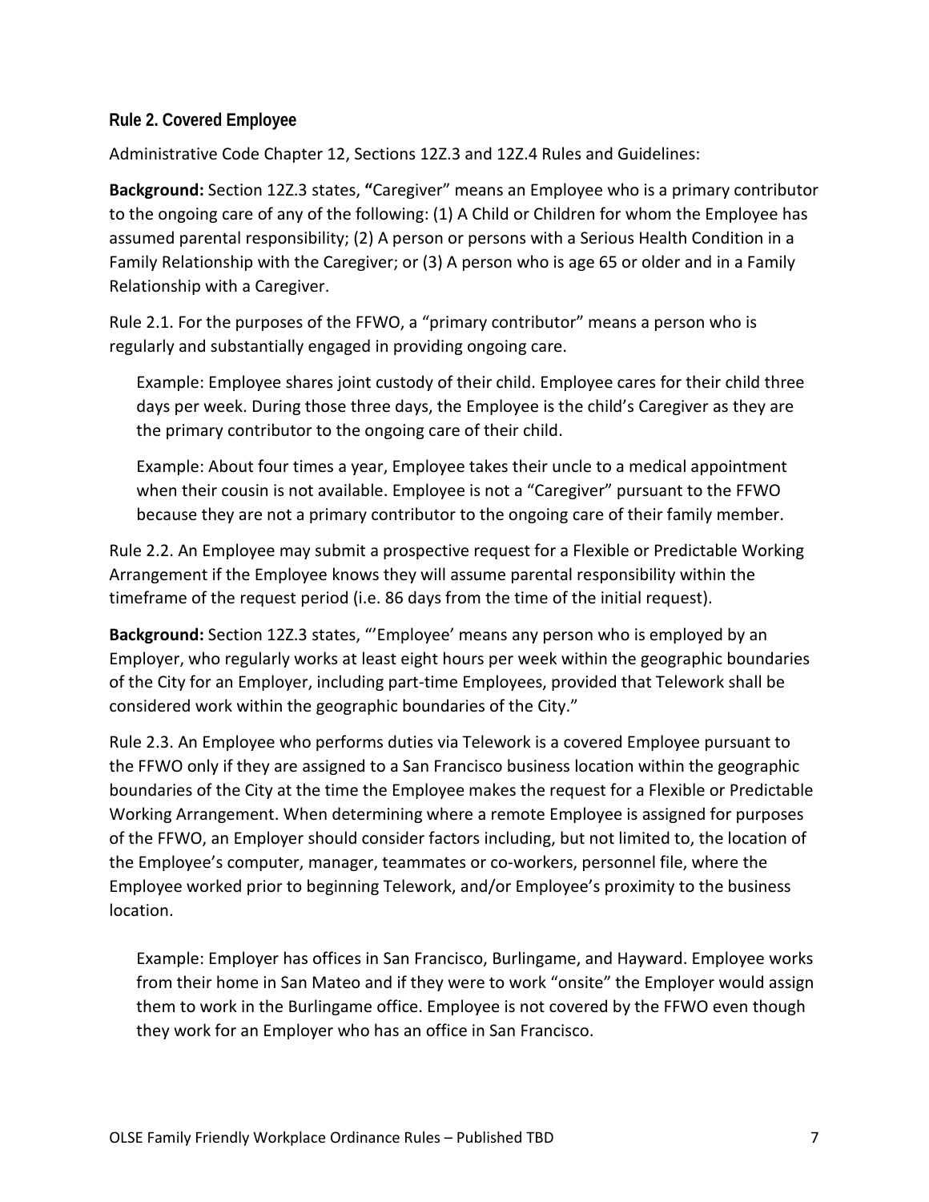## Rule 2. Covered Employee

Administrative Code Chapter 12, Sections 12Z.3 and 12Z.4 Rules and Guidelines:

**Background:** Section 12Z.3 states, **"**Caregiver" means an Employee who is a primary contributor to the ongoing care of any of the following: (1) A Child or Children for whom the Employee has assumed parental responsibility; (2) A person or persons with a Serious Health Condition in a Family Relationship with the Caregiver; or (3) A person who is age 65 or older and in a Family Relationship with a Caregiver.

Rule 2.1. For the purposes of the FFWO, a "primary contributor" means a person who is regularly and substantially engaged in providing ongoing care.

> Example: Employee shares joint custody of their child. Employee cares for their child three days per week. During those three days, the Employee is the child's Caregiver as they are the primary contributor to the ongoing care of their child.
>
> Example: About four times a year, Employee takes their uncle to a medical appointment when their cousin is not available. Employee is not a "Caregiver" pursuant to the FFWO because they are not a primary contributor to the ongoing care of their family member.

Rule 2.2. An Employee may submit a prospective request for a Flexible or Predictable Working Arrangement if the Employee knows they will assume parental responsibility within the timeframe of the request period (i.e. 86 days from the time of the initial request).

**Background:** Section 12Z.3 states, "'Employee' means any person who is employed by an Employer, who regularly works at least eight hours per week within the geographic boundaries of the City for an Employer, including part-time Employees, provided that Telework shall be considered work within the geographic boundaries of the City."

Rule 2.3. An Employee who performs duties via Telework is a covered Employee pursuant to the FFWO only if they are assigned to a San Francisco business location within the geographic boundaries of the City at the time the Employee makes the request for a Flexible or Predictable Working Arrangement. When determining where a remote Employee is assigned for purposes of the FFWO, an Employer should consider factors including, but not limited to, the location of the Employee's computer, manager, teammates or co-workers, personnel file, where the Employee worked prior to beginning Telework, and/or Employee's proximity to the business location.

> Example: Employer has offices in San Francisco, Burlingame, and Hayward. Employee works from their home in San Mateo and if they were to work "onsite" the Employer would assign them to work in the Burlingame office. Employee is not covered by the FFWO even though they work for an Employer who has an office in San Francisco.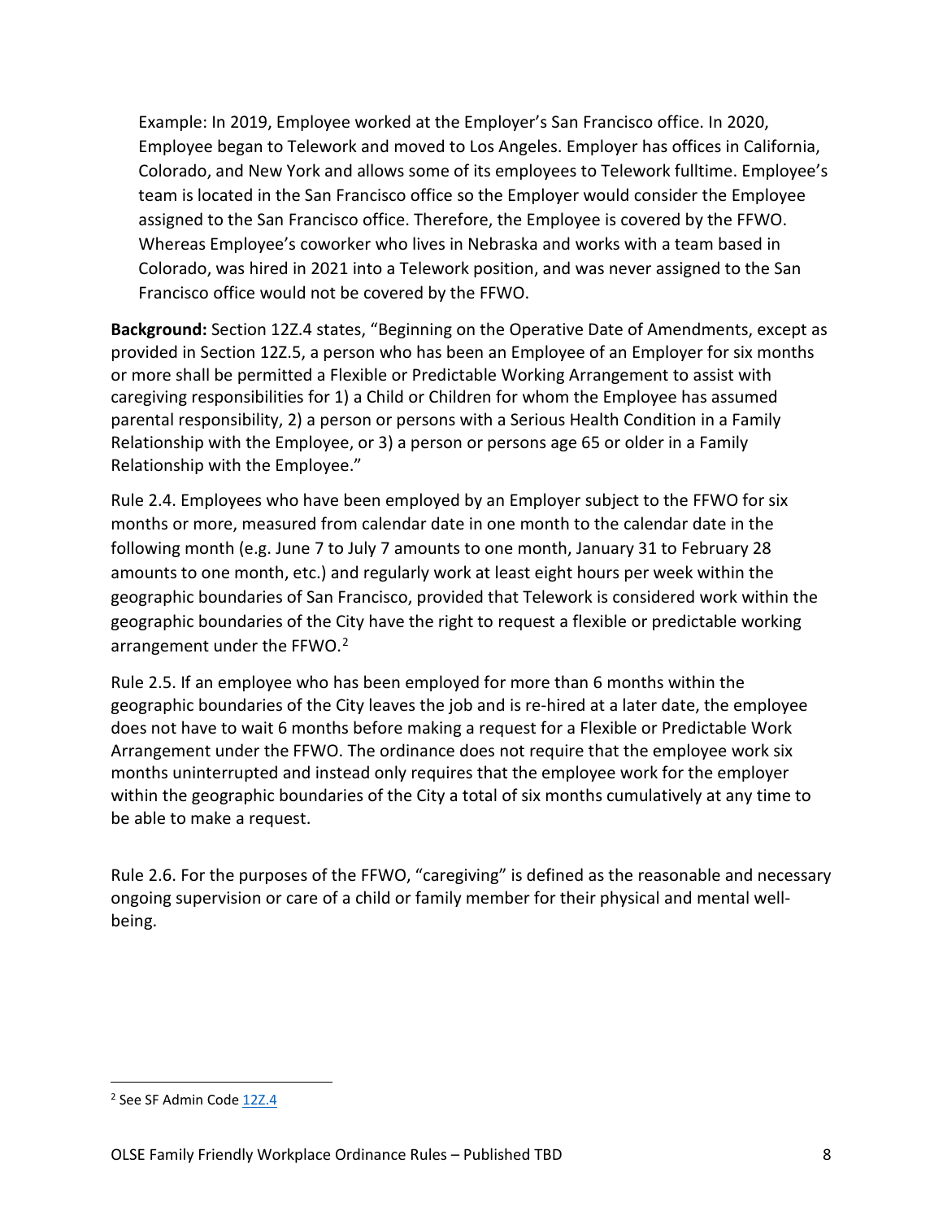Example: In 2019, Employee worked at the Employer's San Francisco office. In 2020, Employee began to Telework and moved to Los Angeles. Employer has offices in California, Colorado, and New York and allows some of its employees to Telework fulltime. Employee's team is located in the San Francisco office so the Employer would consider the Employee assigned to the San Francisco office. Therefore, the Employee is covered by the FFWO. Whereas Employee's coworker who lives in Nebraska and works with a team based in Colorado, was hired in 2021 into a Telework position, and was never assigned to the San Francisco office would not be covered by the FFWO.

**Background:** Section 12Z.4 states, "Beginning on the Operative Date of Amendments, except as provided in Section 12Z.5, a person who has been an Employee of an Employer for six months or more shall be permitted a Flexible or Predictable Working Arrangement to assist with caregiving responsibilities for 1) a Child or Children for whom the Employee has assumed parental responsibility, 2) a person or persons with a Serious Health Condition in a Family Relationship with the Employee, or 3) a person or persons age 65 or older in a Family Relationship with the Employee."

Rule 2.4. Employees who have been employed by an Employer subject to the FFWO for six months or more, measured from calendar date in one month to the calendar date in the following month (e.g. June 7 to July 7 amounts to one month, January 31 to February 28 amounts to one month, etc.) and regularly work at least eight hours per week within the geographic boundaries of San Francisco, provided that Telework is considered work within the geographic boundaries of the City have the right to request a flexible or predictable working arrangement under the FFWO.[2]

Rule 2.5. If an employee who has been employed for more than 6 months within the geographic boundaries of the City leaves the job and is re-hired at a later date, the employee does not have to wait 6 months before making a request for a Flexible or Predictable Work Arrangement under the FFWO. The ordinance does not require that the employee work six months uninterrupted and instead only requires that the employee work for the employer within the geographic boundaries of the City a total of six months cumulatively at any time to be able to make a request.

Rule 2.6. For the purposes of the FFWO, "caregiving" is defined as the reasonable and necessary ongoing supervision or care of a child or family member for their physical and mental well-being.

[2] See SF Admin Code 12Z.4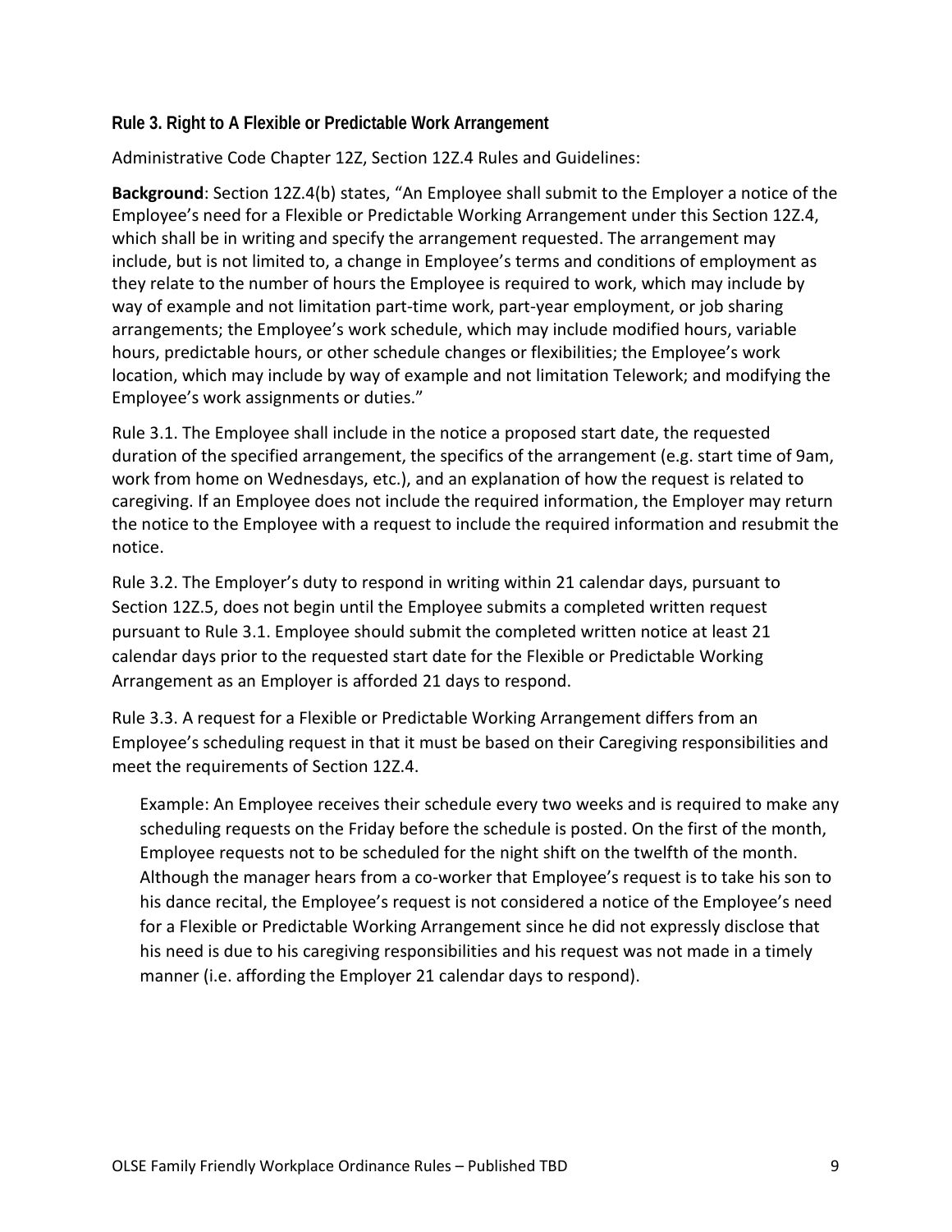### Rule 3. Right to A Flexible or Predictable Work Arrangement

Administrative Code Chapter 12Z, Section 12Z.4 Rules and Guidelines:

**Background**: Section 12Z.4(b) states, "An Employee shall submit to the Employer a notice of the Employee's need for a Flexible or Predictable Working Arrangement under this Section 12Z.4, which shall be in writing and specify the arrangement requested. The arrangement may include, but is not limited to, a change in Employee's terms and conditions of employment as they relate to the number of hours the Employee is required to work, which may include by way of example and not limitation part-time work, part-year employment, or job sharing arrangements; the Employee's work schedule, which may include modified hours, variable hours, predictable hours, or other schedule changes or flexibilities; the Employee's work location, which may include by way of example and not limitation Telework; and modifying the Employee's work assignments or duties."

Rule 3.1. The Employee shall include in the notice a proposed start date, the requested duration of the specified arrangement, the specifics of the arrangement (e.g. start time of 9am, work from home on Wednesdays, etc.), and an explanation of how the request is related to caregiving. If an Employee does not include the required information, the Employer may return the notice to the Employee with a request to include the required information and resubmit the notice.

Rule 3.2. The Employer's duty to respond in writing within 21 calendar days, pursuant to Section 12Z.5, does not begin until the Employee submits a completed written request pursuant to Rule 3.1. Employee should submit the completed written notice at least 21 calendar days prior to the requested start date for the Flexible or Predictable Working Arrangement as an Employer is afforded 21 days to respond.

Rule 3.3. A request for a Flexible or Predictable Working Arrangement differs from an Employee's scheduling request in that it must be based on their Caregiving responsibilities and meet the requirements of Section 12Z.4.

> Example: An Employee receives their schedule every two weeks and is required to make any scheduling requests on the Friday before the schedule is posted. On the first of the month, Employee requests not to be scheduled for the night shift on the twelfth of the month. Although the manager hears from a co-worker that Employee's request is to take his son to his dance recital, the Employee's request is not considered a notice of the Employee's need for a Flexible or Predictable Working Arrangement since he did not expressly disclose that his need is due to his caregiving responsibilities and his request was not made in a timely manner (i.e. affording the Employer 21 calendar days to respond).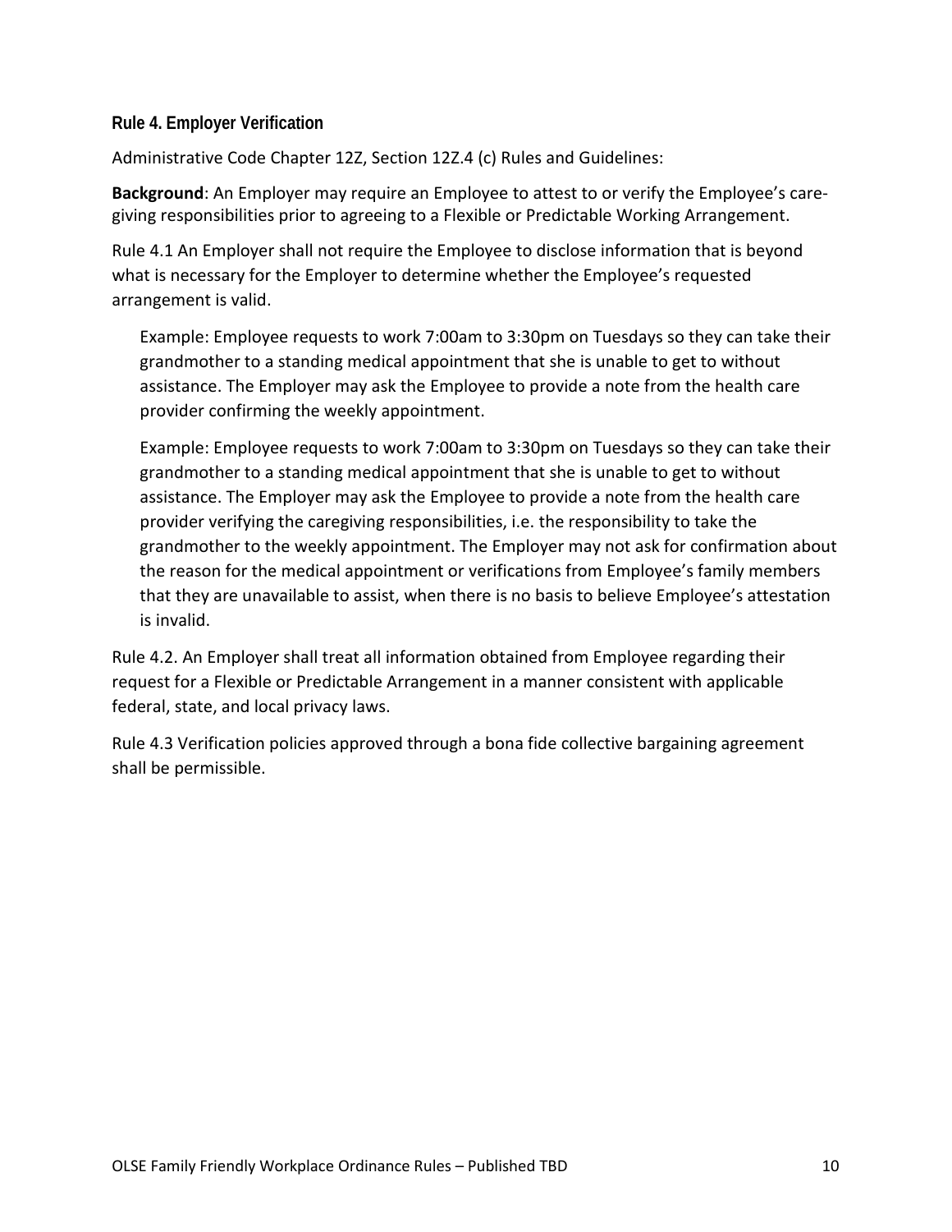### Rule 4. Employer Verification

Administrative Code Chapter 12Z, Section 12Z.4 (c) Rules and Guidelines:

**Background**: An Employer may require an Employee to attest to or verify the Employee's care-giving responsibilities prior to agreeing to a Flexible or Predictable Working Arrangement.

Rule 4.1 An Employer shall not require the Employee to disclose information that is beyond what is necessary for the Employer to determine whether the Employee's requested arrangement is valid.

> Example: Employee requests to work 7:00am to 3:30pm on Tuesdays so they can take their grandmother to a standing medical appointment that she is unable to get to without assistance. The Employer may ask the Employee to provide a note from the health care provider confirming the weekly appointment.
>
> Example: Employee requests to work 7:00am to 3:30pm on Tuesdays so they can take their grandmother to a standing medical appointment that she is unable to get to without assistance. The Employer may ask the Employee to provide a note from the health care provider verifying the caregiving responsibilities, i.e. the responsibility to take the grandmother to the weekly appointment. The Employer may not ask for confirmation about the reason for the medical appointment or verifications from Employee's family members that they are unavailable to assist, when there is no basis to believe Employee's attestation is invalid.

Rule 4.2. An Employer shall treat all information obtained from Employee regarding their request for a Flexible or Predictable Arrangement in a manner consistent with applicable federal, state, and local privacy laws.

Rule 4.3 Verification policies approved through a bona fide collective bargaining agreement shall be permissible.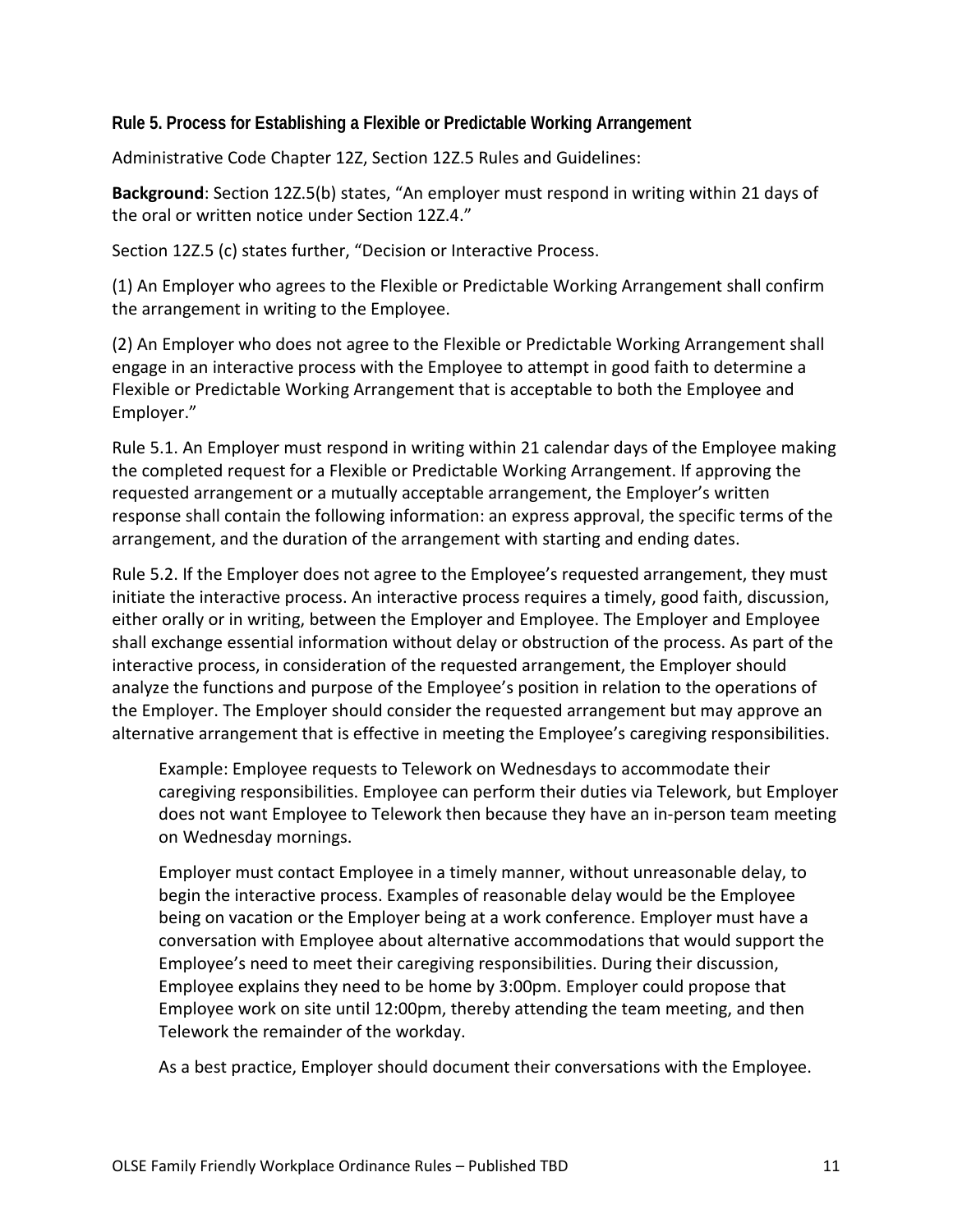## Rule 5. Process for Establishing a Flexible or Predictable Working Arrangement

Administrative Code Chapter 12Z, Section 12Z.5 Rules and Guidelines:

**Background**: Section 12Z.5(b) states, "An employer must respond in writing within 21 days of the oral or written notice under Section 12Z.4."

Section 12Z.5 (c) states further, "Decision or Interactive Process.

(1) An Employer who agrees to the Flexible or Predictable Working Arrangement shall confirm the arrangement in writing to the Employee.

(2) An Employer who does not agree to the Flexible or Predictable Working Arrangement shall engage in an interactive process with the Employee to attempt in good faith to determine a Flexible or Predictable Working Arrangement that is acceptable to both the Employee and Employer."

Rule 5.1. An Employer must respond in writing within 21 calendar days of the Employee making the completed request for a Flexible or Predictable Working Arrangement. If approving the requested arrangement or a mutually acceptable arrangement, the Employer's written response shall contain the following information: an express approval, the specific terms of the arrangement, and the duration of the arrangement with starting and ending dates.

Rule 5.2. If the Employer does not agree to the Employee's requested arrangement, they must initiate the interactive process. An interactive process requires a timely, good faith, discussion, either orally or in writing, between the Employer and Employee. The Employer and Employee shall exchange essential information without delay or obstruction of the process. As part of the interactive process, in consideration of the requested arrangement, the Employer should analyze the functions and purpose of the Employee's position in relation to the operations of the Employer. The Employer should consider the requested arrangement but may approve an alternative arrangement that is effective in meeting the Employee's caregiving responsibilities.

> Example: Employee requests to Telework on Wednesdays to accommodate their caregiving responsibilities. Employee can perform their duties via Telework, but Employer does not want Employee to Telework then because they have an in-person team meeting on Wednesday mornings.
>
> Employer must contact Employee in a timely manner, without unreasonable delay, to begin the interactive process. Examples of reasonable delay would be the Employee being on vacation or the Employer being at a work conference. Employer must have a conversation with Employee about alternative accommodations that would support the Employee's need to meet their caregiving responsibilities. During their discussion, Employee explains they need to be home by 3:00pm. Employer could propose that Employee work on site until 12:00pm, thereby attending the team meeting, and then Telework the remainder of the workday.
>
> As a best practice, Employer should document their conversations with the Employee.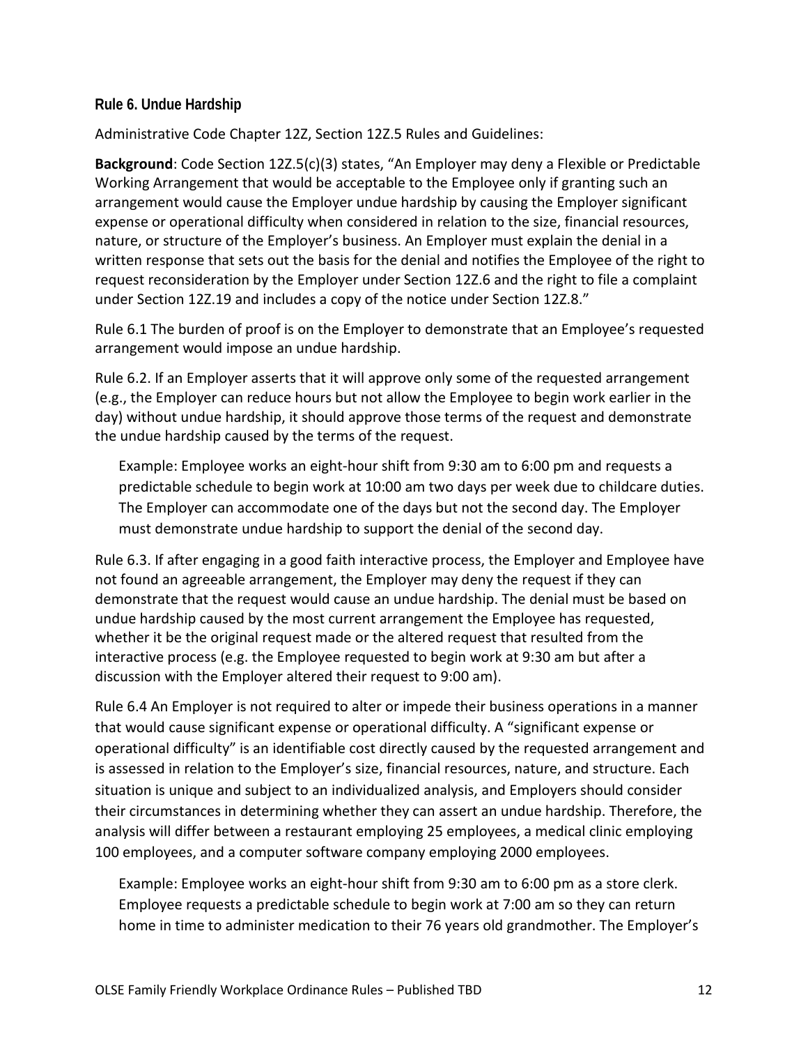### Rule 6. Undue Hardship

Administrative Code Chapter 12Z, Section 12Z.5 Rules and Guidelines:

**Background**: Code Section 12Z.5(c)(3) states, "An Employer may deny a Flexible or Predictable Working Arrangement that would be acceptable to the Employee only if granting such an arrangement would cause the Employer undue hardship by causing the Employer significant expense or operational difficulty when considered in relation to the size, financial resources, nature, or structure of the Employer's business. An Employer must explain the denial in a written response that sets out the basis for the denial and notifies the Employee of the right to request reconsideration by the Employer under Section 12Z.6 and the right to file a complaint under Section 12Z.19 and includes a copy of the notice under Section 12Z.8."

Rule 6.1 The burden of proof is on the Employer to demonstrate that an Employee's requested arrangement would impose an undue hardship.

Rule 6.2. If an Employer asserts that it will approve only some of the requested arrangement (e.g., the Employer can reduce hours but not allow the Employee to begin work earlier in the day) without undue hardship, it should approve those terms of the request and demonstrate the undue hardship caused by the terms of the request.

> Example: Employee works an eight-hour shift from 9:30 am to 6:00 pm and requests a predictable schedule to begin work at 10:00 am two days per week due to childcare duties. The Employer can accommodate one of the days but not the second day. The Employer must demonstrate undue hardship to support the denial of the second day.

Rule 6.3. If after engaging in a good faith interactive process, the Employer and Employee have not found an agreeable arrangement, the Employer may deny the request if they can demonstrate that the request would cause an undue hardship. The denial must be based on undue hardship caused by the most current arrangement the Employee has requested, whether it be the original request made or the altered request that resulted from the interactive process (e.g. the Employee requested to begin work at 9:30 am but after a discussion with the Employer altered their request to 9:00 am).

Rule 6.4 An Employer is not required to alter or impede their business operations in a manner that would cause significant expense or operational difficulty. A "significant expense or operational difficulty" is an identifiable cost directly caused by the requested arrangement and is assessed in relation to the Employer's size, financial resources, nature, and structure. Each situation is unique and subject to an individualized analysis, and Employers should consider their circumstances in determining whether they can assert an undue hardship. Therefore, the analysis will differ between a restaurant employing 25 employees, a medical clinic employing 100 employees, and a computer software company employing 2000 employees.

> Example: Employee works an eight-hour shift from 9:30 am to 6:00 pm as a store clerk. Employee requests a predictable schedule to begin work at 7:00 am so they can return home in time to administer medication to their 76 years old grandmother. The Employer's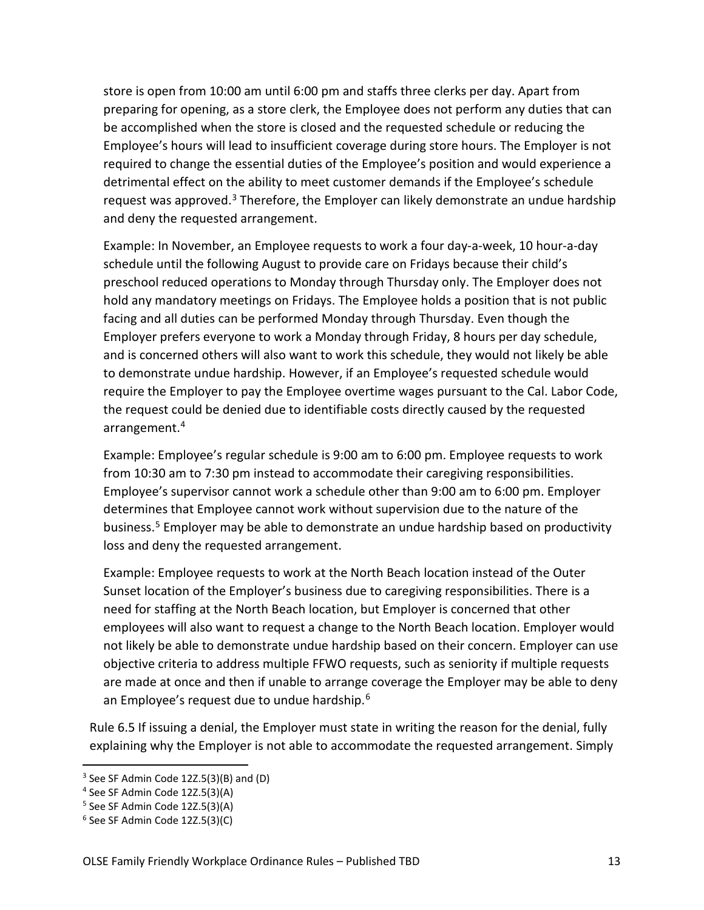store is open from 10:00 am until 6:00 pm and staffs three clerks per day. Apart from preparing for opening, as a store clerk, the Employee does not perform any duties that can be accomplished when the store is closed and the requested schedule or reducing the Employee's hours will lead to insufficient coverage during store hours. The Employer is not required to change the essential duties of the Employee's position and would experience a detrimental effect on the ability to meet customer demands if the Employee's schedule request was approved.[3] Therefore, the Employer can likely demonstrate an undue hardship and deny the requested arrangement.

Example: In November, an Employee requests to work a four day-a-week, 10 hour-a-day schedule until the following August to provide care on Fridays because their child's preschool reduced operations to Monday through Thursday only. The Employer does not hold any mandatory meetings on Fridays. The Employee holds a position that is not public facing and all duties can be performed Monday through Thursday. Even though the Employer prefers everyone to work a Monday through Friday, 8 hours per day schedule, and is concerned others will also want to work this schedule, they would not likely be able to demonstrate undue hardship. However, if an Employee's requested schedule would require the Employer to pay the Employee overtime wages pursuant to the Cal. Labor Code, the request could be denied due to identifiable costs directly caused by the requested arrangement.[4]

Example: Employee's regular schedule is 9:00 am to 6:00 pm. Employee requests to work from 10:30 am to 7:30 pm instead to accommodate their caregiving responsibilities. Employee's supervisor cannot work a schedule other than 9:00 am to 6:00 pm. Employer determines that Employee cannot work without supervision due to the nature of the business.[5] Employer may be able to demonstrate an undue hardship based on productivity loss and deny the requested arrangement.

Example: Employee requests to work at the North Beach location instead of the Outer Sunset location of the Employer's business due to caregiving responsibilities. There is a need for staffing at the North Beach location, but Employer is concerned that other employees will also want to request a change to the North Beach location. Employer would not likely be able to demonstrate undue hardship based on their concern. Employer can use objective criteria to address multiple FFWO requests, such as seniority if multiple requests are made at once and then if unable to arrange coverage the Employer may be able to deny an Employee's request due to undue hardship.[6]

Rule 6.5 If issuing a denial, the Employer must state in writing the reason for the denial, fully explaining why the Employer is not able to accommodate the requested arrangement. Simply

[3] See SF Admin Code 12Z.5(3)(B) and (D)
[4] See SF Admin Code 12Z.5(3)(A)
[5] See SF Admin Code 12Z.5(3)(A)
[6] See SF Admin Code 12Z.5(3)(C)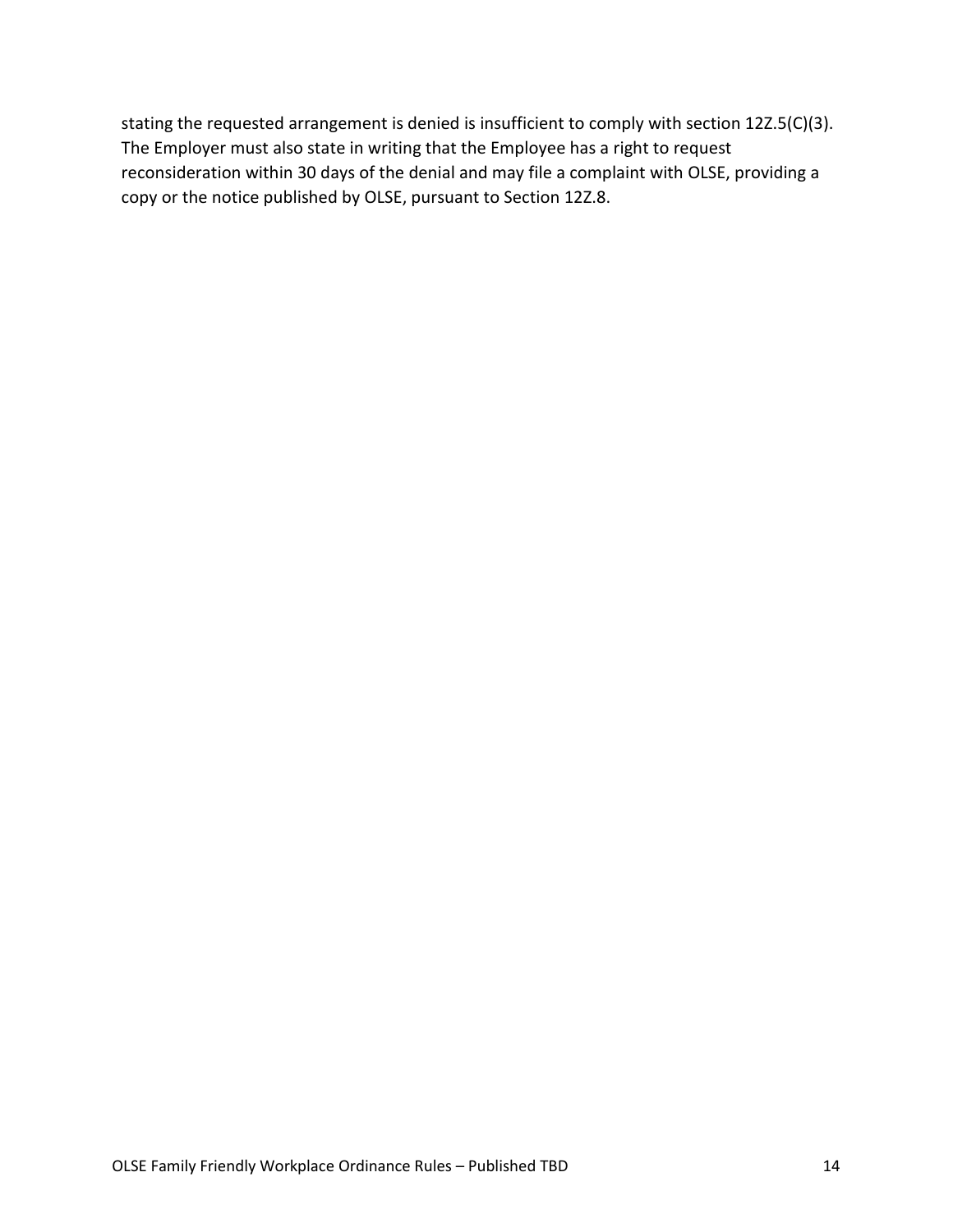stating the requested arrangement is denied is insufficient to comply with section 12Z.5(C)(3). The Employer must also state in writing that the Employee has a right to request reconsideration within 30 days of the denial and may file a complaint with OLSE, providing a copy or the notice published by OLSE, pursuant to Section 12Z.8.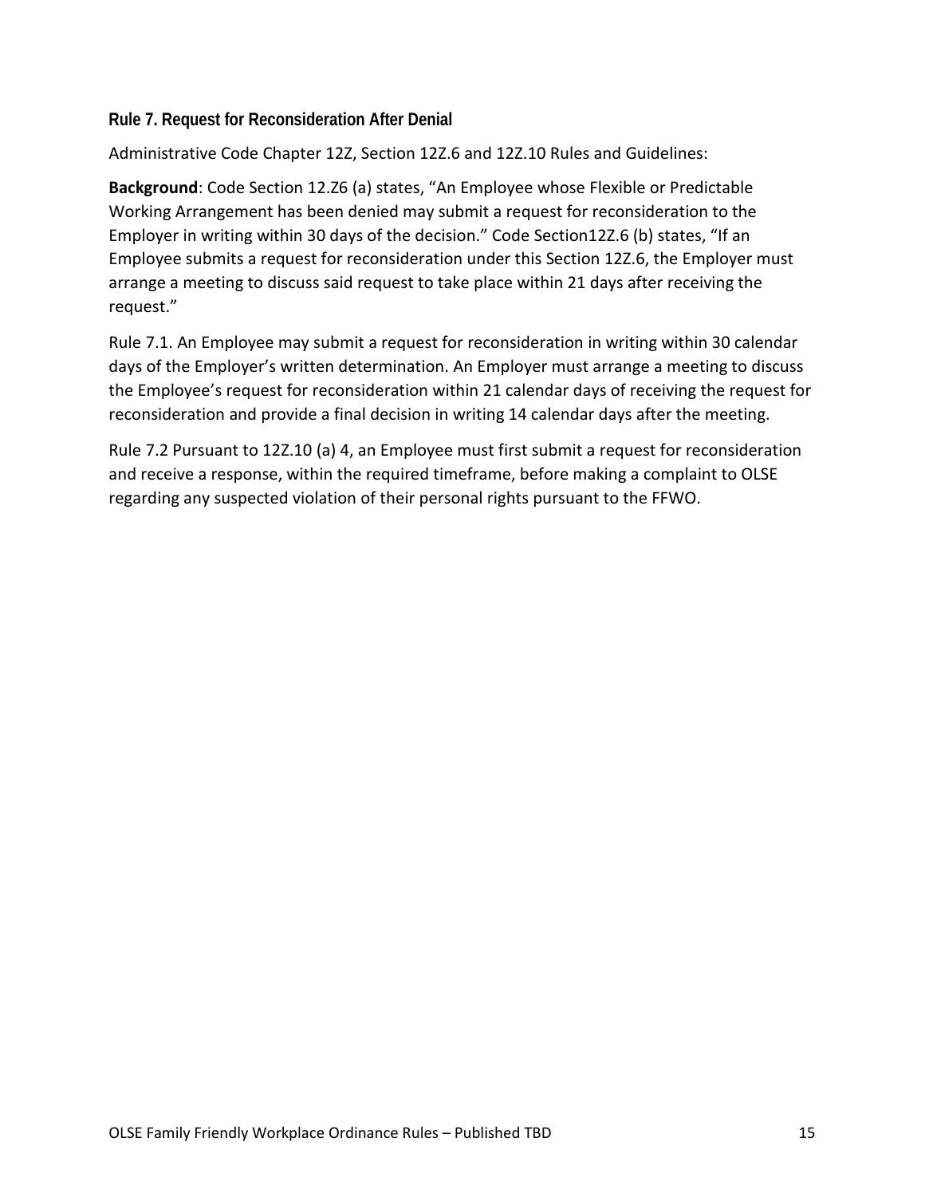### Rule 7. Request for Reconsideration After Denial

Administrative Code Chapter 12Z, Section 12Z.6 and 12Z.10 Rules and Guidelines:

**Background**: Code Section 12.Z6 (a) states, "An Employee whose Flexible or Predictable Working Arrangement has been denied may submit a request for reconsideration to the Employer in writing within 30 days of the decision." Code Section12Z.6 (b) states, "If an Employee submits a request for reconsideration under this Section 12Z.6, the Employer must arrange a meeting to discuss said request to take place within 21 days after receiving the request."

Rule 7.1. An Employee may submit a request for reconsideration in writing within 30 calendar days of the Employer's written determination. An Employer must arrange a meeting to discuss the Employee's request for reconsideration within 21 calendar days of receiving the request for reconsideration and provide a final decision in writing 14 calendar days after the meeting.

Rule 7.2 Pursuant to 12Z.10 (a) 4, an Employee must first submit a request for reconsideration and receive a response, within the required timeframe, before making a complaint to OLSE regarding any suspected violation of their personal rights pursuant to the FFWO.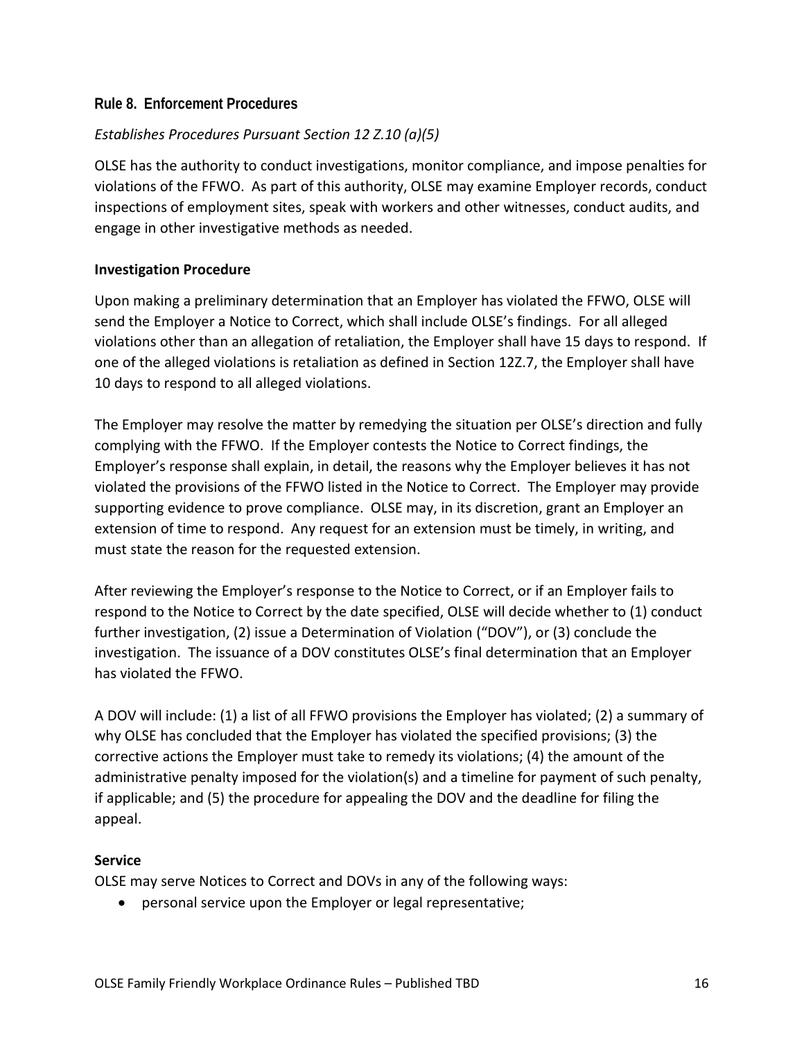## Rule 8. Enforcement Procedures

*Establishes Procedures Pursuant Section 12 Z.10 (a)(5)*

OLSE has the authority to conduct investigations, monitor compliance, and impose penalties for violations of the FFWO. As part of this authority, OLSE may examine Employer records, conduct inspections of employment sites, speak with workers and other witnesses, conduct audits, and engage in other investigative methods as needed.

**Investigation Procedure**

Upon making a preliminary determination that an Employer has violated the FFWO, OLSE will send the Employer a Notice to Correct, which shall include OLSE's findings. For all alleged violations other than an allegation of retaliation, the Employer shall have 15 days to respond. If one of the alleged violations is retaliation as defined in Section 12Z.7, the Employer shall have 10 days to respond to all alleged violations.

The Employer may resolve the matter by remedying the situation per OLSE's direction and fully complying with the FFWO. If the Employer contests the Notice to Correct findings, the Employer's response shall explain, in detail, the reasons why the Employer believes it has not violated the provisions of the FFWO listed in the Notice to Correct. The Employer may provide supporting evidence to prove compliance. OLSE may, in its discretion, grant an Employer an extension of time to respond. Any request for an extension must be timely, in writing, and must state the reason for the requested extension.

After reviewing the Employer's response to the Notice to Correct, or if an Employer fails to respond to the Notice to Correct by the date specified, OLSE will decide whether to (1) conduct further investigation, (2) issue a Determination of Violation ("DOV"), or (3) conclude the investigation. The issuance of a DOV constitutes OLSE's final determination that an Employer has violated the FFWO.

A DOV will include: (1) a list of all FFWO provisions the Employer has violated; (2) a summary of why OLSE has concluded that the Employer has violated the specified provisions; (3) the corrective actions the Employer must take to remedy its violations; (4) the amount of the administrative penalty imposed for the violation(s) and a timeline for payment of such penalty, if applicable; and (5) the procedure for appealing the DOV and the deadline for filing the appeal.

**Service**

OLSE may serve Notices to Correct and DOVs in any of the following ways:

- personal service upon the Employer or legal representative;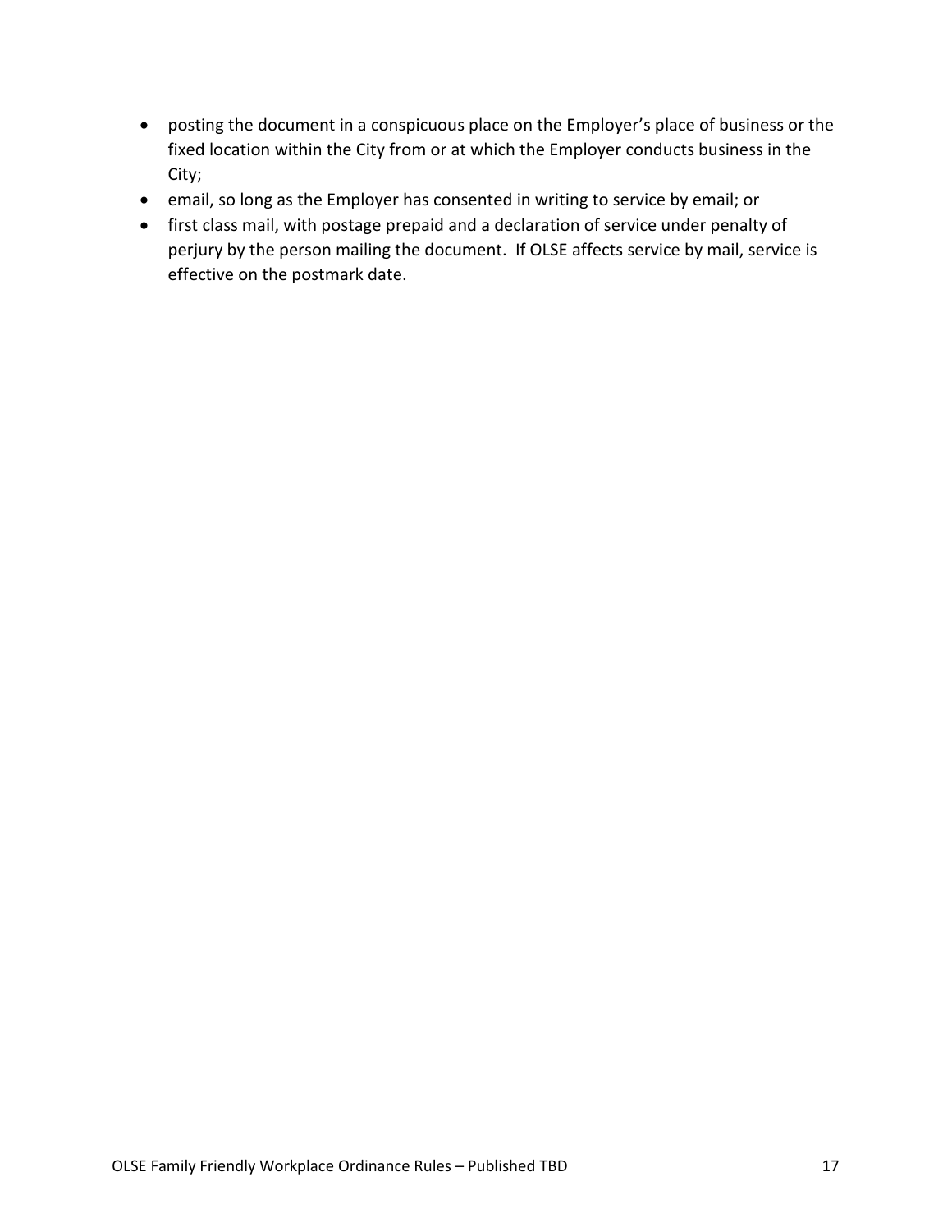- posting the document in a conspicuous place on the Employer's place of business or the fixed location within the City from or at which the Employer conducts business in the City;
- email, so long as the Employer has consented in writing to service by email; or
- first class mail, with postage prepaid and a declaration of service under penalty of perjury by the person mailing the document. If OLSE affects service by mail, service is effective on the postmark date.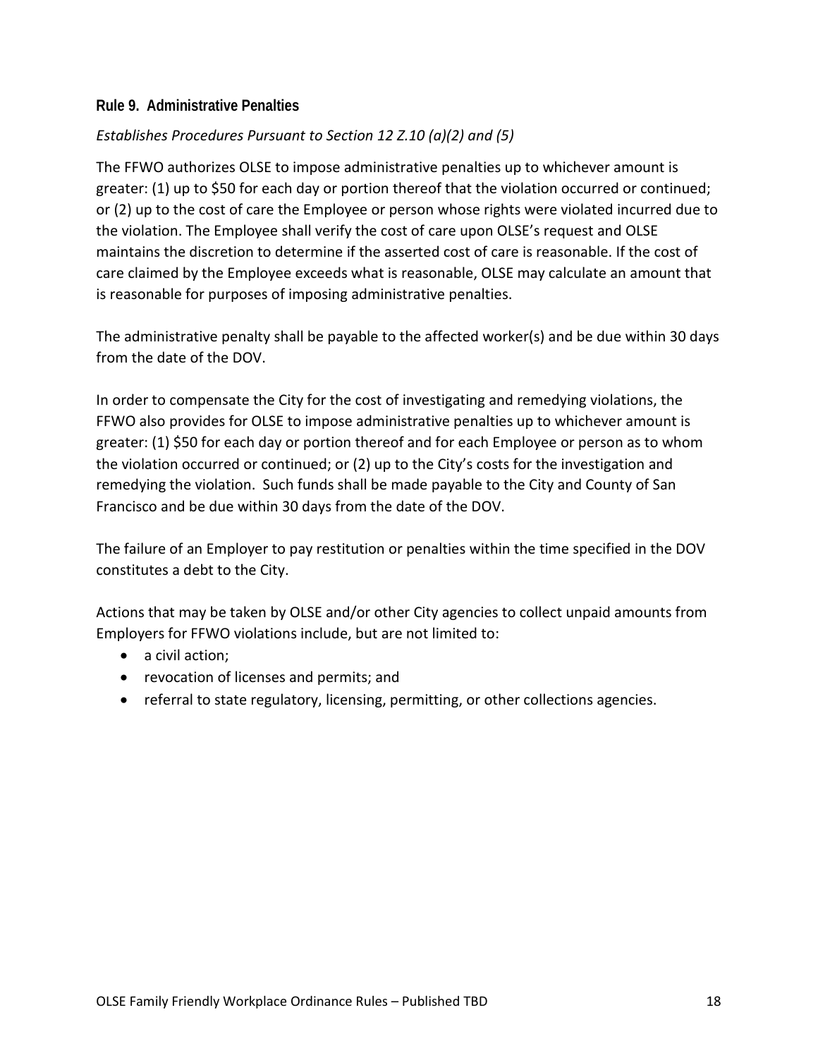## Rule 9. Administrative Penalties

*Establishes Procedures Pursuant to Section 12 Z.10 (a)(2) and (5)*

The FFWO authorizes OLSE to impose administrative penalties up to whichever amount is greater: (1) up to $50 for each day or portion thereof that the violation occurred or continued; or (2) up to the cost of care the Employee or person whose rights were violated incurred due to the violation. The Employee shall verify the cost of care upon OLSE's request and OLSE maintains the discretion to determine if the asserted cost of care is reasonable. If the cost of care claimed by the Employee exceeds what is reasonable, OLSE may calculate an amount that is reasonable for purposes of imposing administrative penalties.

The administrative penalty shall be payable to the affected worker(s) and be due within 30 days from the date of the DOV.

In order to compensate the City for the cost of investigating and remedying violations, the FFWO also provides for OLSE to impose administrative penalties up to whichever amount is greater: (1) $50 for each day or portion thereof and for each Employee or person as to whom the violation occurred or continued; or (2) up to the City's costs for the investigation and remedying the violation. Such funds shall be made payable to the City and County of San Francisco and be due within 30 days from the date of the DOV.

The failure of an Employer to pay restitution or penalties within the time specified in the DOV constitutes a debt to the City.

Actions that may be taken by OLSE and/or other City agencies to collect unpaid amounts from Employers for FFWO violations include, but are not limited to:

- a civil action;
- revocation of licenses and permits; and
- referral to state regulatory, licensing, permitting, or other collections agencies.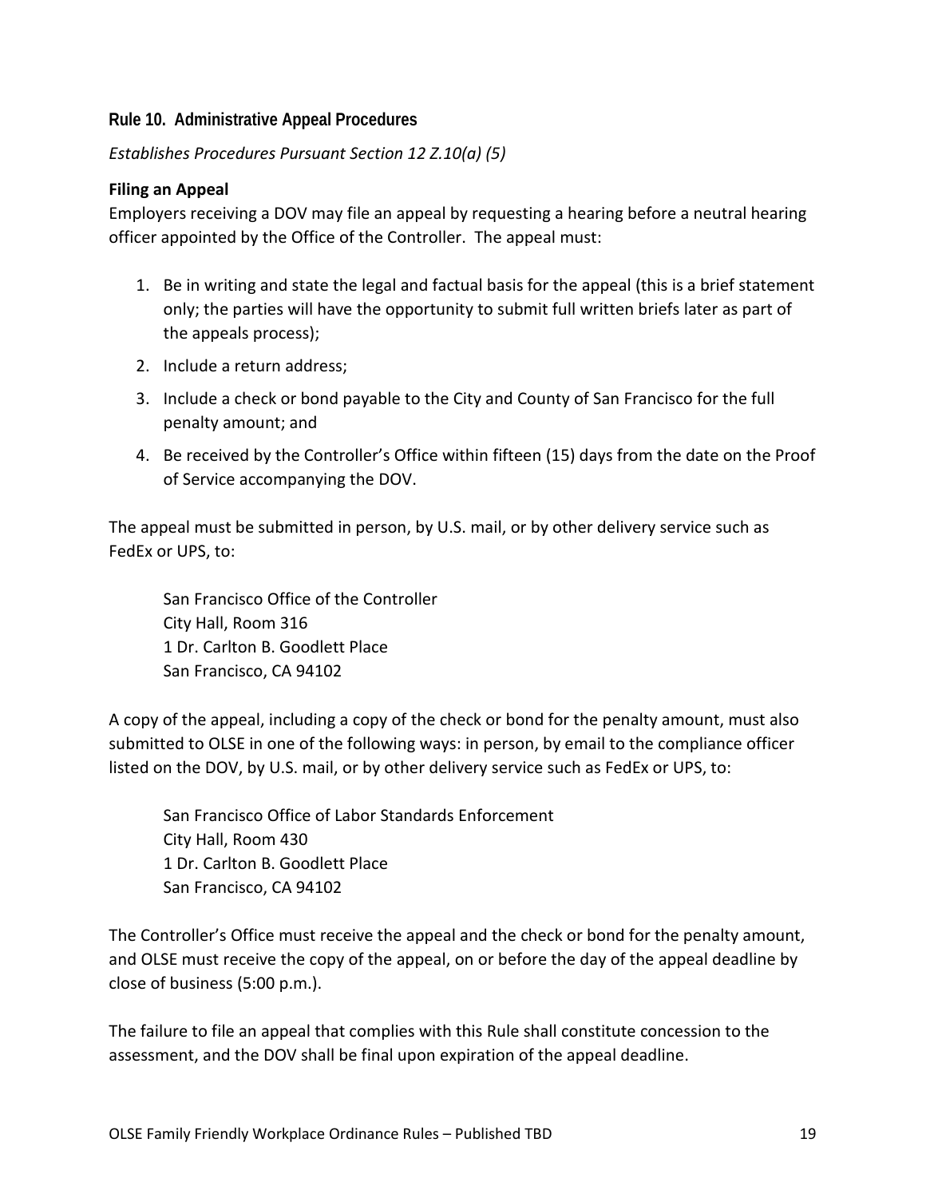### Rule 10. Administrative Appeal Procedures

*Establishes Procedures Pursuant Section 12 Z.10(a) (5)*

**Filing an Appeal**

Employers receiving a DOV may file an appeal by requesting a hearing before a neutral hearing officer appointed by the Office of the Controller. The appeal must:

1. Be in writing and state the legal and factual basis for the appeal (this is a brief statement only; the parties will have the opportunity to submit full written briefs later as part of the appeals process);
2. Include a return address;
3. Include a check or bond payable to the City and County of San Francisco for the full penalty amount; and
4. Be received by the Controller's Office within fifteen (15) days from the date on the Proof of Service accompanying the DOV.

The appeal must be submitted in person, by U.S. mail, or by other delivery service such as FedEx or UPS, to:

San Francisco Office of the Controller
City Hall, Room 316
1 Dr. Carlton B. Goodlett Place
San Francisco, CA 94102

A copy of the appeal, including a copy of the check or bond for the penalty amount, must also submitted to OLSE in one of the following ways: in person, by email to the compliance officer listed on the DOV, by U.S. mail, or by other delivery service such as FedEx or UPS, to:

San Francisco Office of Labor Standards Enforcement
City Hall, Room 430
1 Dr. Carlton B. Goodlett Place
San Francisco, CA 94102

The Controller's Office must receive the appeal and the check or bond for the penalty amount, and OLSE must receive the copy of the appeal, on or before the day of the appeal deadline by close of business (5:00 p.m.).

The failure to file an appeal that complies with this Rule shall constitute concession to the assessment, and the DOV shall be final upon expiration of the appeal deadline.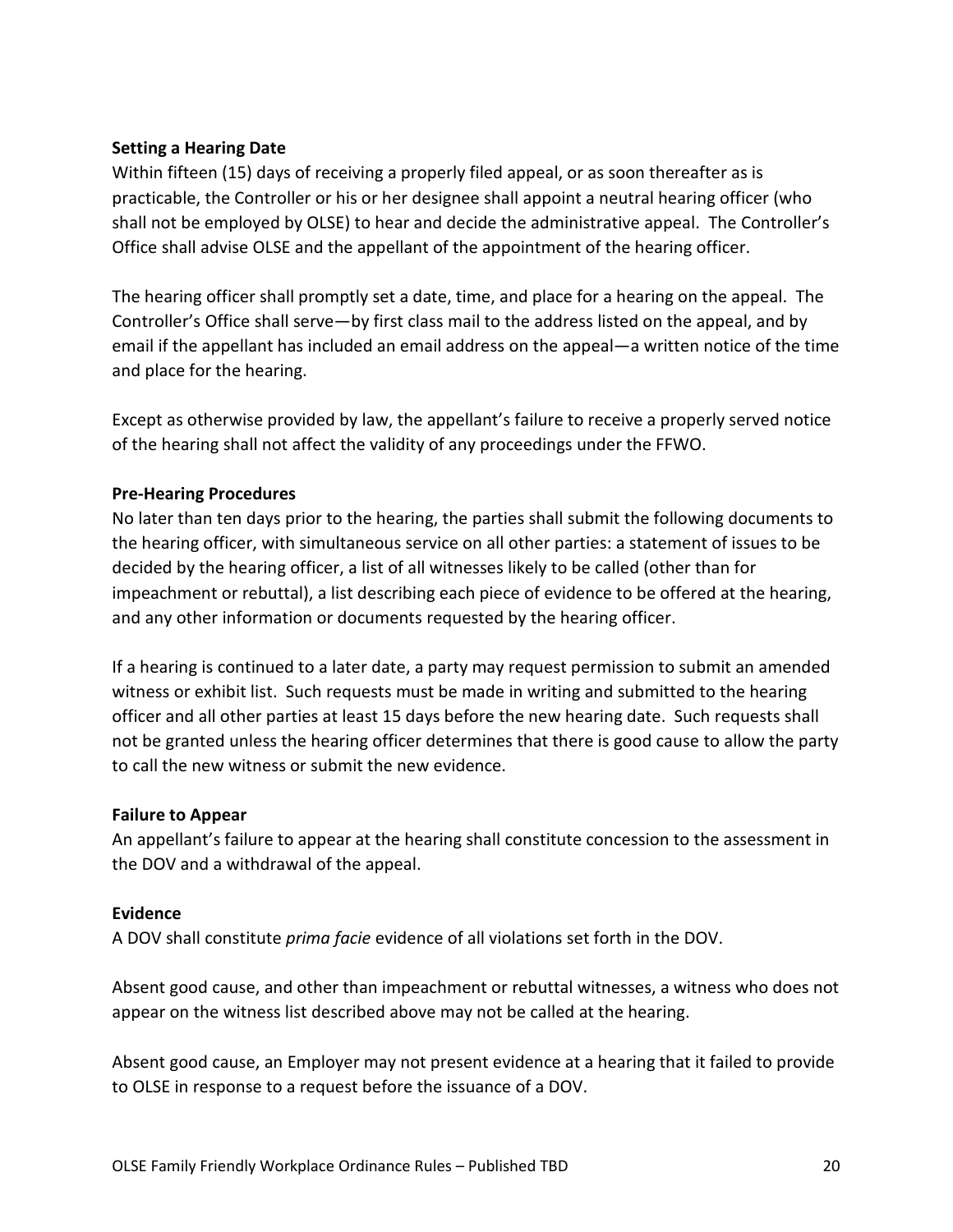**Setting a Hearing Date**

Within fifteen (15) days of receiving a properly filed appeal, or as soon thereafter as is practicable, the Controller or his or her designee shall appoint a neutral hearing officer (who shall not be employed by OLSE) to hear and decide the administrative appeal. The Controller's Office shall advise OLSE and the appellant of the appointment of the hearing officer.

The hearing officer shall promptly set a date, time, and place for a hearing on the appeal. The Controller's Office shall serve—by first class mail to the address listed on the appeal, and by email if the appellant has included an email address on the appeal—a written notice of the time and place for the hearing.

Except as otherwise provided by law, the appellant's failure to receive a properly served notice of the hearing shall not affect the validity of any proceedings under the FFWO.

**Pre-Hearing Procedures**

No later than ten days prior to the hearing, the parties shall submit the following documents to the hearing officer, with simultaneous service on all other parties: a statement of issues to be decided by the hearing officer, a list of all witnesses likely to be called (other than for impeachment or rebuttal), a list describing each piece of evidence to be offered at the hearing, and any other information or documents requested by the hearing officer.

If a hearing is continued to a later date, a party may request permission to submit an amended witness or exhibit list. Such requests must be made in writing and submitted to the hearing officer and all other parties at least 15 days before the new hearing date. Such requests shall not be granted unless the hearing officer determines that there is good cause to allow the party to call the new witness or submit the new evidence.

**Failure to Appear**

An appellant's failure to appear at the hearing shall constitute concession to the assessment in the DOV and a withdrawal of the appeal.

**Evidence**

A DOV shall constitute *prima facie* evidence of all violations set forth in the DOV.

Absent good cause, and other than impeachment or rebuttal witnesses, a witness who does not appear on the witness list described above may not be called at the hearing.

Absent good cause, an Employer may not present evidence at a hearing that it failed to provide to OLSE in response to a request before the issuance of a DOV.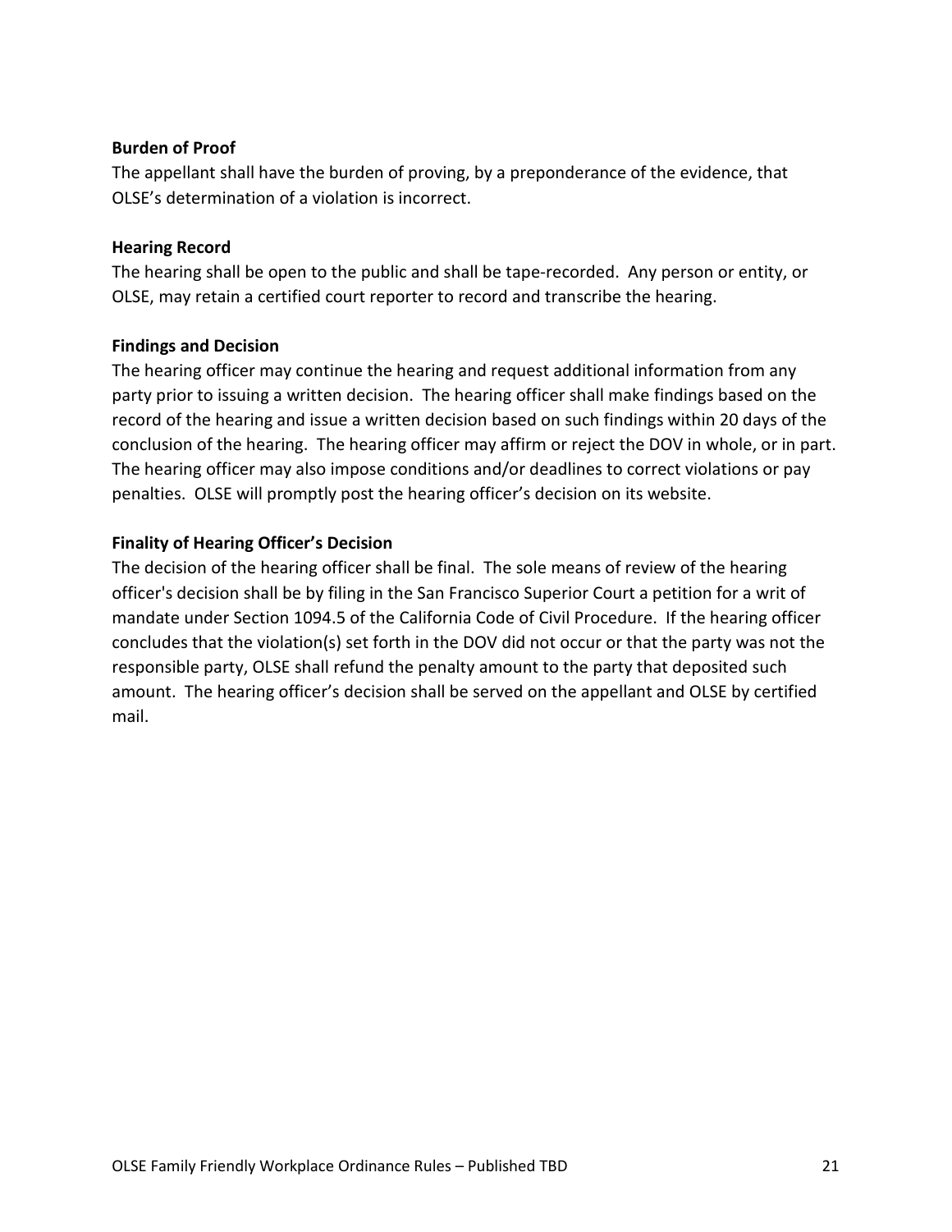**Burden of Proof**

The appellant shall have the burden of proving, by a preponderance of the evidence, that OLSE's determination of a violation is incorrect.

**Hearing Record**

The hearing shall be open to the public and shall be tape-recorded. Any person or entity, or OLSE, may retain a certified court reporter to record and transcribe the hearing.

**Findings and Decision**

The hearing officer may continue the hearing and request additional information from any party prior to issuing a written decision. The hearing officer shall make findings based on the record of the hearing and issue a written decision based on such findings within 20 days of the conclusion of the hearing. The hearing officer may affirm or reject the DOV in whole, or in part. The hearing officer may also impose conditions and/or deadlines to correct violations or pay penalties. OLSE will promptly post the hearing officer's decision on its website.

**Finality of Hearing Officer's Decision**

The decision of the hearing officer shall be final. The sole means of review of the hearing officer's decision shall be by filing in the San Francisco Superior Court a petition for a writ of mandate under Section 1094.5 of the California Code of Civil Procedure. If the hearing officer concludes that the violation(s) set forth in the DOV did not occur or that the party was not the responsible party, OLSE shall refund the penalty amount to the party that deposited such amount. The hearing officer's decision shall be served on the appellant and OLSE by certified mail.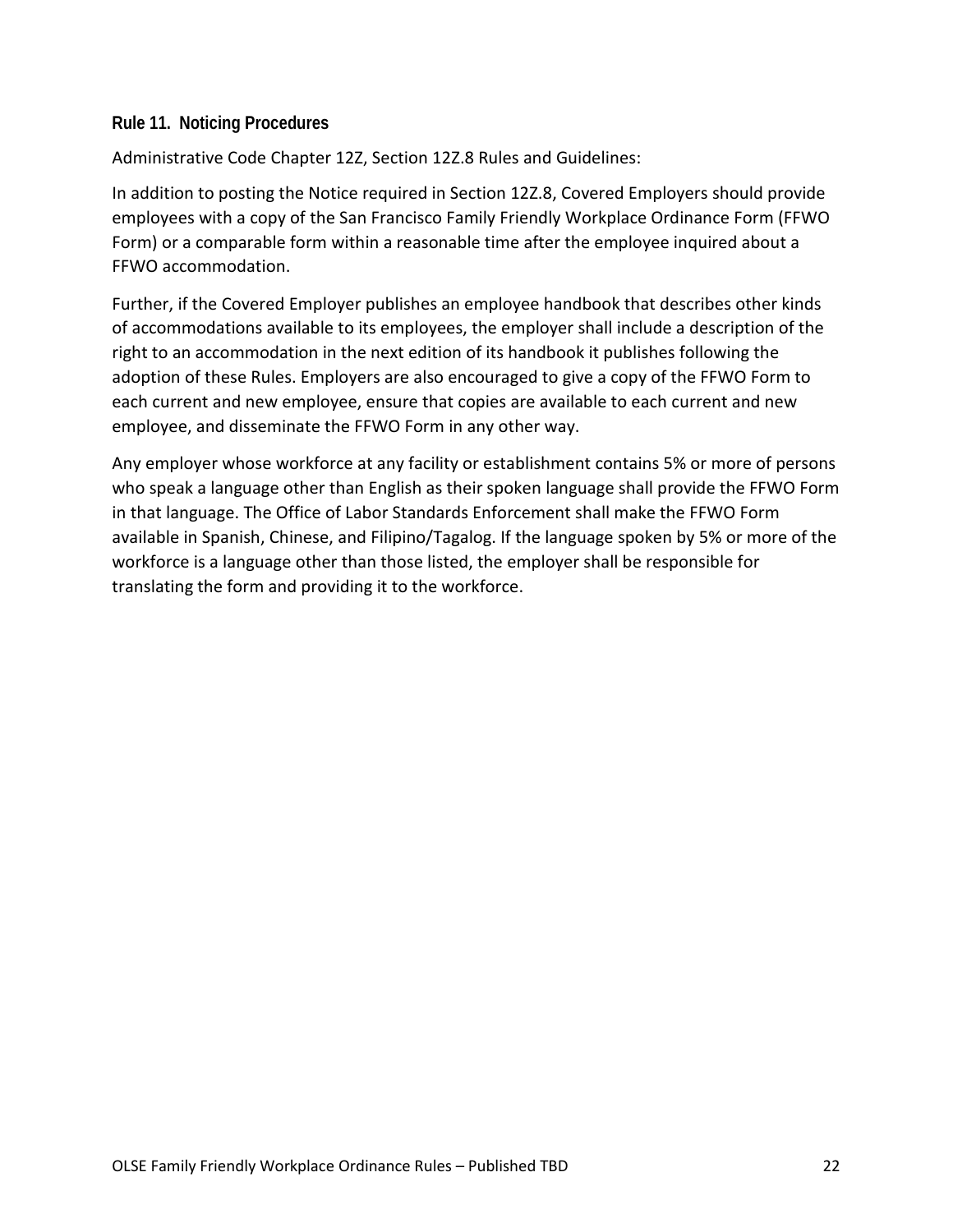### Rule 11. Noticing Procedures

Administrative Code Chapter 12Z, Section 12Z.8 Rules and Guidelines:

In addition to posting the Notice required in Section 12Z.8, Covered Employers should provide employees with a copy of the San Francisco Family Friendly Workplace Ordinance Form (FFWO Form) or a comparable form within a reasonable time after the employee inquired about a FFWO accommodation.

Further, if the Covered Employer publishes an employee handbook that describes other kinds of accommodations available to its employees, the employer shall include a description of the right to an accommodation in the next edition of its handbook it publishes following the adoption of these Rules. Employers are also encouraged to give a copy of the FFWO Form to each current and new employee, ensure that copies are available to each current and new employee, and disseminate the FFWO Form in any other way.

Any employer whose workforce at any facility or establishment contains 5% or more of persons who speak a language other than English as their spoken language shall provide the FFWO Form in that language. The Office of Labor Standards Enforcement shall make the FFWO Form available in Spanish, Chinese, and Filipino/Tagalog. If the language spoken by 5% or more of the workforce is a language other than those listed, the employer shall be responsible for translating the form and providing it to the workforce.